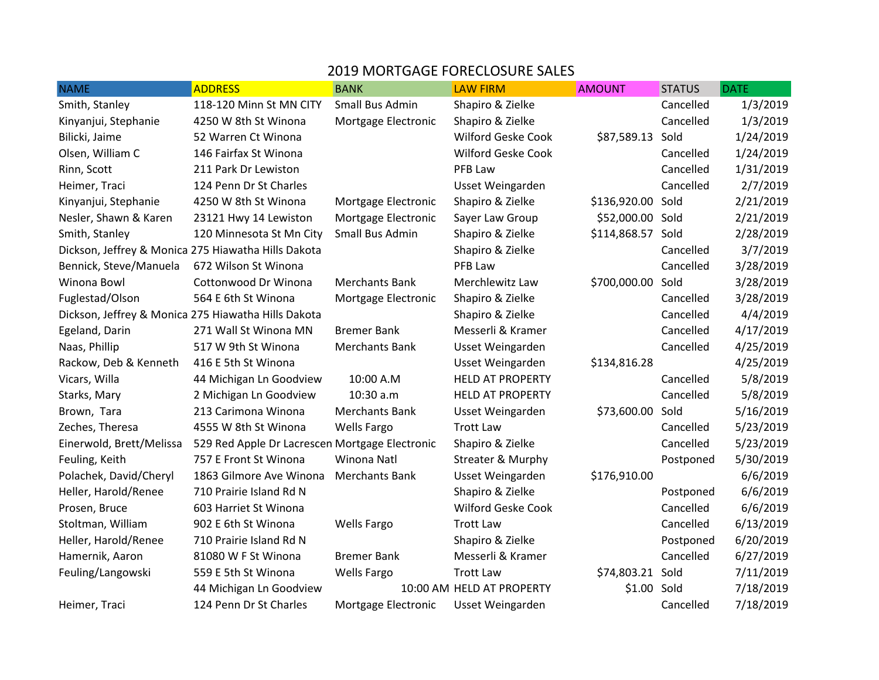# 2019 MORTGAGE FORECLOSURE SALES

| NAME | ADDRESS | BANK | LAW FIRM | AMOUNT | STATUS | DATE |
|---|---|---|---|---|---|---|
| Smith, Stanley | 118-120 Minn St MN CITY | Small Bus Admin | Shapiro & Zielke | | Cancelled | 1/3/2019 |
| Kinyanjui, Stephanie | 4250 W 8th St Winona | Mortgage Electronic | Shapiro & Zielke | | Cancelled | 1/3/2019 |
| Bilicki, Jaime | 52 Warren Ct Winona | | Wilford Geske Cook | $87,589.13 | Sold | 1/24/2019 |
| Olsen, William C | 146 Fairfax St Winona | | Wilford Geske Cook | | Cancelled | 1/24/2019 |
| Rinn, Scott | 211 Park Dr Lewiston | | PFB Law | | Cancelled | 1/31/2019 |
| Heimer, Traci | 124 Penn Dr St Charles | | Usset Weingarden | | Cancelled | 2/7/2019 |
| Kinyanjui, Stephanie | 4250 W 8th St Winona | Mortgage Electronic | Shapiro & Zielke | $136,920.00 | Sold | 2/21/2019 |
| Nesler, Shawn & Karen | 23121 Hwy 14 Lewiston | Mortgage Electronic | Sayer Law Group | $52,000.00 | Sold | 2/21/2019 |
| Smith, Stanley | 120 Minnesota St Mn City | Small Bus Admin | Shapiro & Zielke | $114,868.57 | Sold | 2/28/2019 |
| Dickson, Jeffrey & Monica | 275 Hiawatha Hills Dakota | | Shapiro & Zielke | | Cancelled | 3/7/2019 |
| Bennick, Steve/Manuela | 672 Wilson St Winona | | PFB Law | | Cancelled | 3/28/2019 |
| Winona Bowl | Cottonwood Dr Winona | Merchants Bank | Merchlewitz Law | $700,000.00 | Sold | 3/28/2019 |
| Fuglestad/Olson | 564 E 6th St Winona | Mortgage Electronic | Shapiro & Zielke | | Cancelled | 3/28/2019 |
| Dickson, Jeffrey & Monica | 275 Hiawatha Hills Dakota | | Shapiro & Zielke | | Cancelled | 4/4/2019 |
| Egeland, Darin | 271 Wall St Winona MN | Bremer Bank | Messerli & Kramer | | Cancelled | 4/17/2019 |
| Naas, Phillip | 517 W 9th St Winona | Merchants Bank | Usset Weingarden | | Cancelled | 4/25/2019 |
| Rackow, Deb & Kenneth | 416 E 5th St Winona | | Usset Weingarden | $134,816.28 | | 4/25/2019 |
| Vicars, Willa | 44 Michigan Ln Goodview | 10:00 A.M | HELD AT PROPERTY | | Cancelled | 5/8/2019 |
| Starks, Mary | 2 Michigan Ln Goodview | 10:30 a.m | HELD AT PROPERTY | | Cancelled | 5/8/2019 |
| Brown, Tara | 213 Carimona Winona | Merchants Bank | Usset Weingarden | $73,600.00 | Sold | 5/16/2019 |
| Zeches, Theresa | 4555 W 8th St Winona | Wells Fargo | Trott Law | | Cancelled | 5/23/2019 |
| Einerwold, Brett/Melissa | 529 Red Apple Dr Lacrescen | Mortgage Electronic | Shapiro & Zielke | | Cancelled | 5/23/2019 |
| Feuling, Keith | 757 E Front St Winona | Winona Natl | Streater & Murphy | | Postponed | 5/30/2019 |
| Polachek, David/Cheryl | 1863 Gilmore Ave Winona | Merchants Bank | Usset Weingarden | $176,910.00 | | 6/6/2019 |
| Heller, Harold/Renee | 710 Prairie Island Rd N | | Shapiro & Zielke | | Postponed | 6/6/2019 |
| Prosen, Bruce | 603 Harriet St Winona | | Wilford Geske Cook | | Cancelled | 6/6/2019 |
| Stoltman, William | 902 E 6th St Winona | Wells Fargo | Trott Law | | Cancelled | 6/13/2019 |
| Heller, Harold/Renee | 710 Prairie Island Rd N | | Shapiro & Zielke | | Postponed | 6/20/2019 |
| Hamernik, Aaron | 81080 W F St Winona | Bremer Bank | Messerli & Kramer | | Cancelled | 6/27/2019 |
| Feuling/Langowski | 559 E 5th St Winona | Wells Fargo | Trott Law | $74,803.21 | Sold | 7/11/2019 |
| | 44 Michigan Ln Goodview | 10:00 AM | HELD AT PROPERTY | $1.00 | Sold | 7/18/2019 |
| Heimer, Traci | 124 Penn Dr St Charles | Mortgage Electronic | Usset Weingarden | | Cancelled | 7/18/2019 |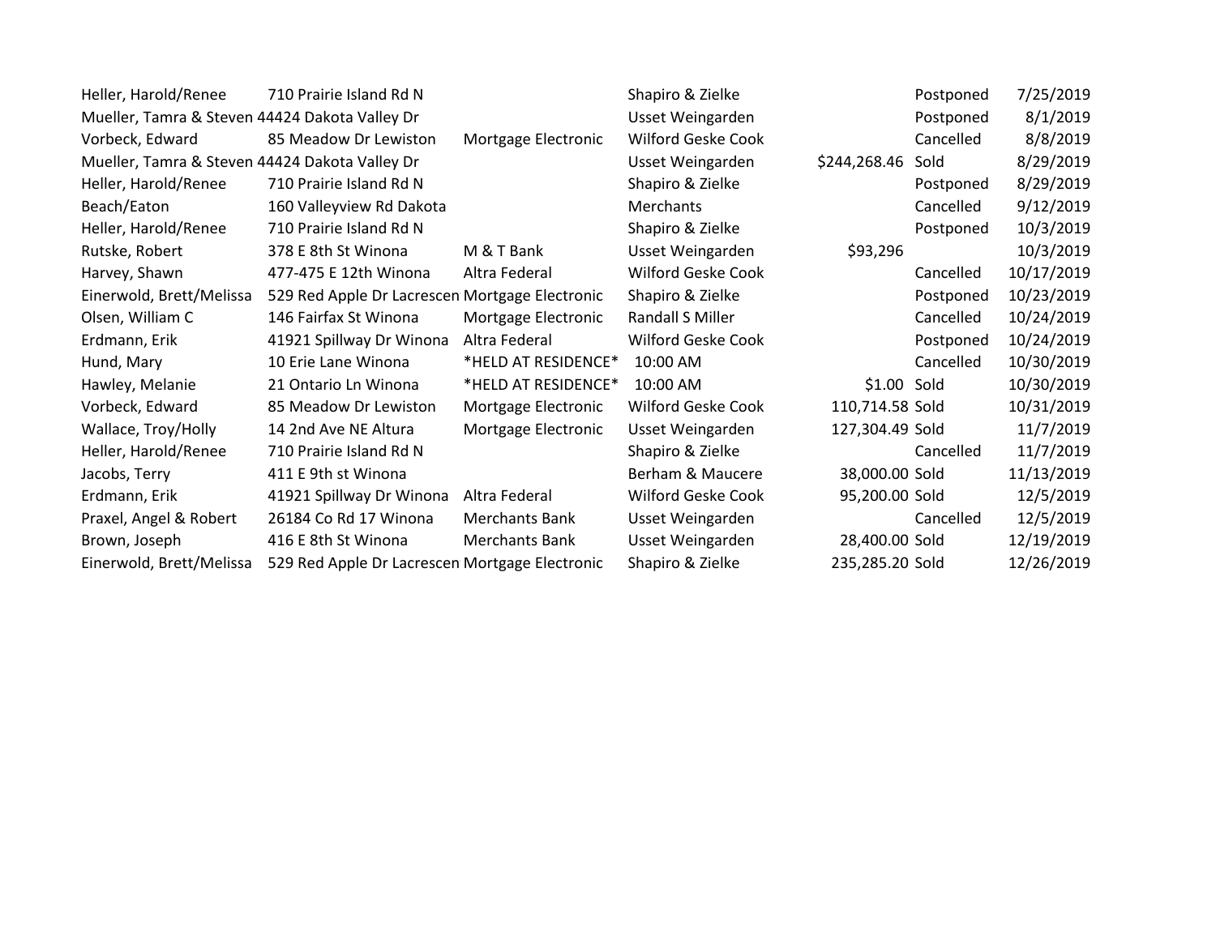| | | | | | | |
|---|---|---|---|---|---|---|
| Heller, Harold/Renee | 710 Prairie Island Rd N | | Shapiro & Zielke | | Postponed | 7/25/2019 |
| Mueller, Tamra & Steven | 44424 Dakota Valley Dr | | Usset Weingarden | | Postponed | 8/1/2019 |
| Vorbeck, Edward | 85 Meadow Dr Lewiston | Mortgage Electronic | Wilford Geske Cook | | Cancelled | 8/8/2019 |
| Mueller, Tamra & Steven | 44424 Dakota Valley Dr | | Usset Weingarden | $244,268.46 | Sold | 8/29/2019 |
| Heller, Harold/Renee | 710 Prairie Island Rd N | | Shapiro & Zielke | | Postponed | 8/29/2019 |
| Beach/Eaton | 160 Valleyview Rd Dakota | | Merchants | | Cancelled | 9/12/2019 |
| Heller, Harold/Renee | 710 Prairie Island Rd N | | Shapiro & Zielke | | Postponed | 10/3/2019 |
| Rutske, Robert | 378 E 8th St Winona | M & T Bank | Usset Weingarden | $93,296 | | 10/3/2019 |
| Harvey, Shawn | 477-475 E 12th Winona | Altra Federal | Wilford Geske Cook | | Cancelled | 10/17/2019 |
| Einerwold, Brett/Melissa | 529 Red Apple Dr Lacrescen | Mortgage Electronic | Shapiro & Zielke | | Postponed | 10/23/2019 |
| Olsen, William C | 146 Fairfax St Winona | Mortgage Electronic | Randall S Miller | | Cancelled | 10/24/2019 |
| Erdmann, Erik | 41921 Spillway Dr Winona | Altra Federal | Wilford Geske Cook | | Postponed | 10/24/2019 |
| Hund, Mary | 10 Erie Lane Winona | *HELD AT RESIDENCE* | 10:00 AM | | Cancelled | 10/30/2019 |
| Hawley, Melanie | 21 Ontario Ln Winona | *HELD AT RESIDENCE* | 10:00 AM | $1.00 | Sold | 10/30/2019 |
| Vorbeck, Edward | 85 Meadow Dr Lewiston | Mortgage Electronic | Wilford Geske Cook | 110,714.58 | Sold | 10/31/2019 |
| Wallace, Troy/Holly | 14 2nd Ave NE Altura | Mortgage Electronic | Usset Weingarden | 127,304.49 | Sold | 11/7/2019 |
| Heller, Harold/Renee | 710 Prairie Island Rd N | | Shapiro & Zielke | | Cancelled | 11/7/2019 |
| Jacobs, Terry | 411 E 9th st Winona | | Berham & Maucere | 38,000.00 | Sold | 11/13/2019 |
| Erdmann, Erik | 41921 Spillway Dr Winona | Altra Federal | Wilford Geske Cook | 95,200.00 | Sold | 12/5/2019 |
| Praxel, Angel & Robert | 26184 Co Rd 17 Winona | Merchants Bank | Usset Weingarden | | Cancelled | 12/5/2019 |
| Brown, Joseph | 416 E 8th St Winona | Merchants Bank | Usset Weingarden | 28,400.00 | Sold | 12/19/2019 |
| Einerwold, Brett/Melissa | 529 Red Apple Dr Lacrescen | Mortgage Electronic | Shapiro & Zielke | 235,285.20 | Sold | 12/26/2019 |